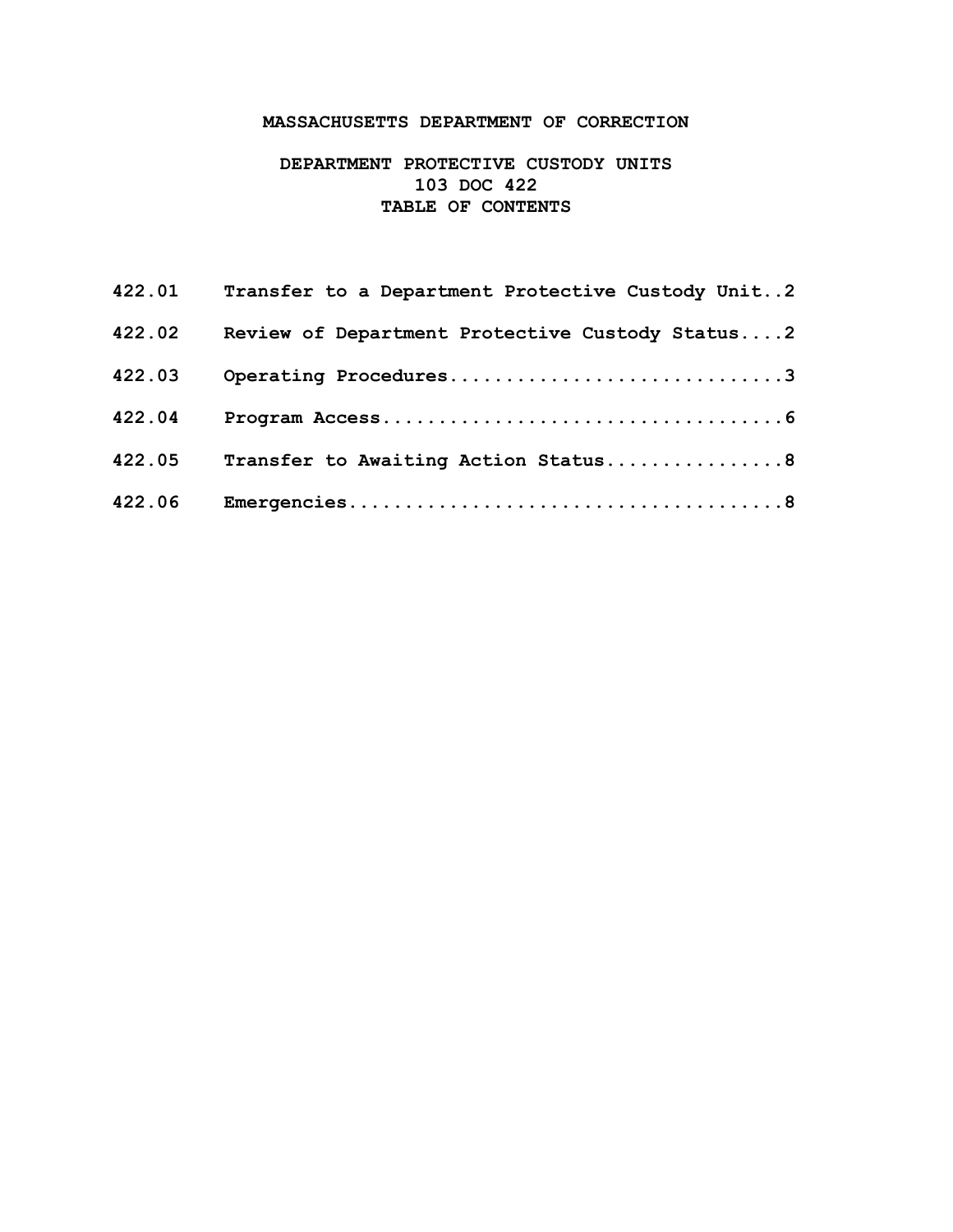# MASSACHUSETTS DEPARTMENT OF CORRECTION

## DEPARTMENT PROTECTIVE CUSTODY UNITS
## 103 DOC 422
## TABLE OF CONTENTS

| | | |
|---|---|---|
| 422.01 | Transfer to a Department Protective Custody Unit | 2 |
| 422.02 | Review of Department Protective Custody Status | 2 |
| 422.03 | Operating Procedures | 3 |
| 422.04 | Program Access | 6 |
| 422.05 | Transfer to Awaiting Action Status | 8 |
| 422.06 | Emergencies | 8 |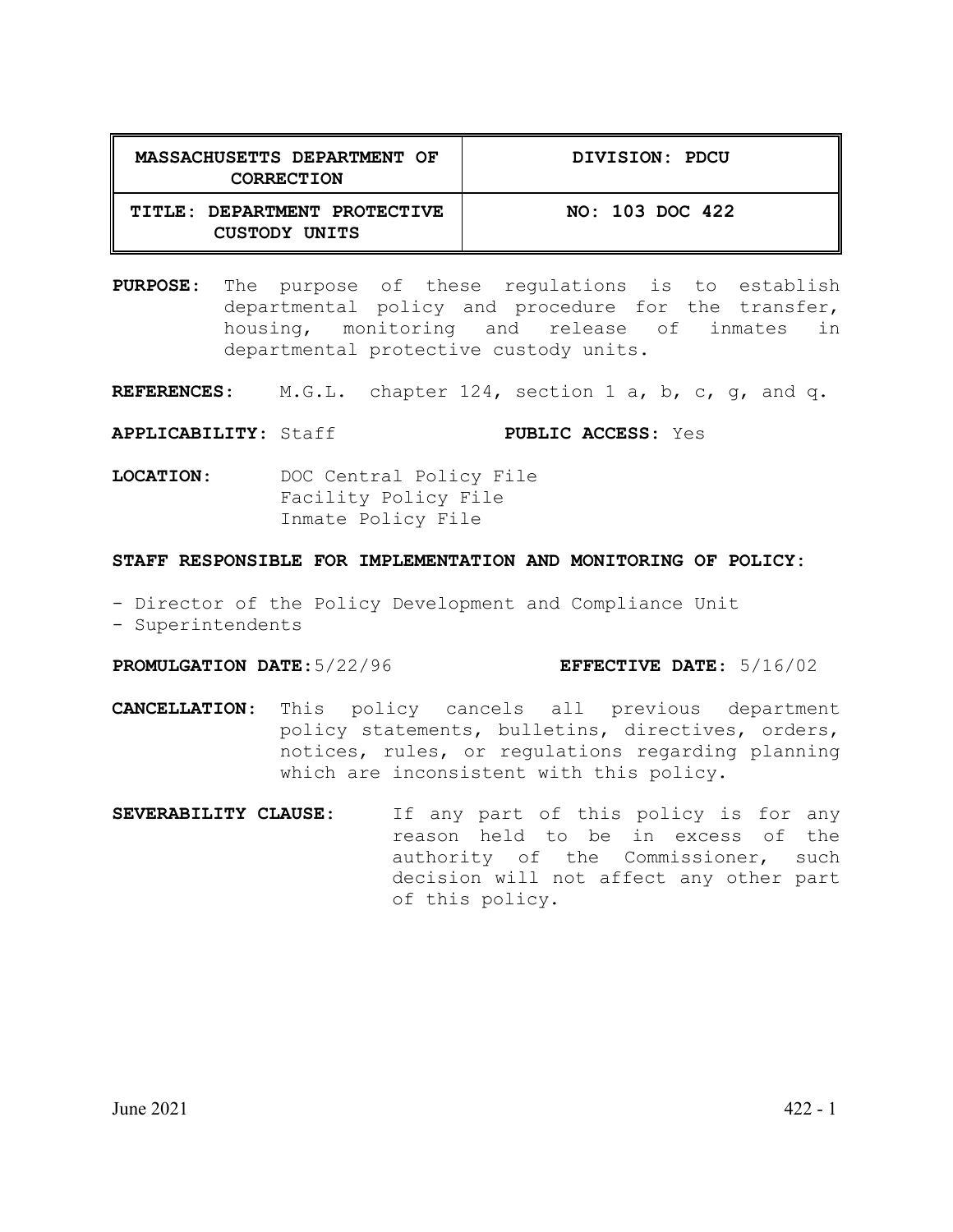| MASSACHUSETTS DEPARTMENT OF CORRECTION | DIVISION: PDCU |
| --- | --- |
| TITLE: DEPARTMENT PROTECTIVE CUSTODY UNITS | NO: 103 DOC 422 |

**PURPOSE:** The purpose of these regulations is to establish departmental policy and procedure for the transfer, housing, monitoring and release of inmates in departmental protective custody units.

**REFERENCES:** M.G.L. chapter 124, section 1 a, b, c, g, and q.

**APPLICABILITY:** Staff **PUBLIC ACCESS:** Yes

**LOCATION:** DOC Central Policy File
Facility Policy File
Inmate Policy File

**STAFF RESPONSIBLE FOR IMPLEMENTATION AND MONITORING OF POLICY:**

- Director of the Policy Development and Compliance Unit
- Superintendents

**PROMULGATION DATE:** 5/22/96 **EFFECTIVE DATE:** 5/16/02

**CANCELLATION:** This policy cancels all previous department policy statements, bulletins, directives, orders, notices, rules, or regulations regarding planning which are inconsistent with this policy.

**SEVERABILITY CLAUSE:** If any part of this policy is for any reason held to be in excess of the authority of the Commissioner, such decision will not affect any other part of this policy.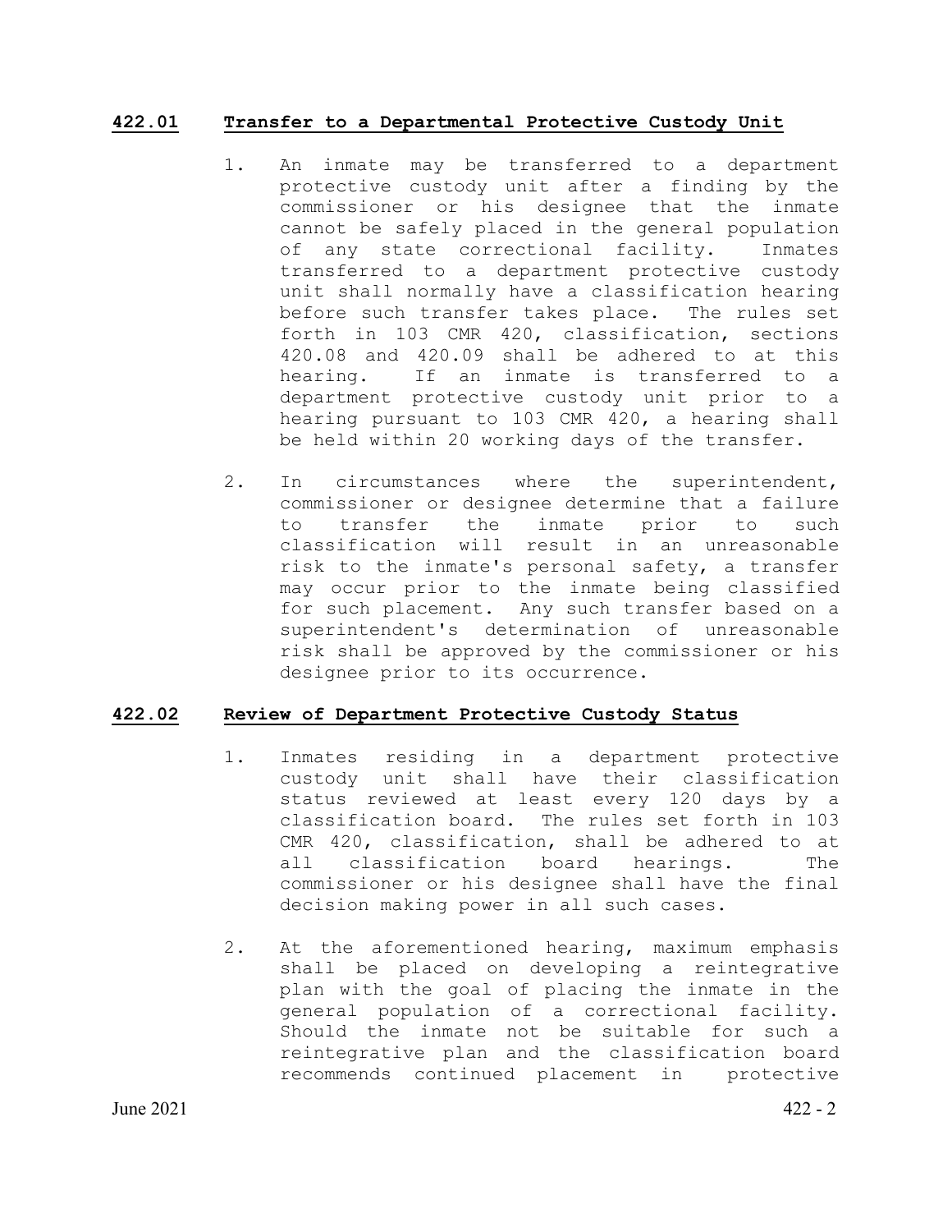## 422.01 Transfer to a Departmental Protective Custody Unit

1. An inmate may be transferred to a department protective custody unit after a finding by the commissioner or his designee that the inmate cannot be safely placed in the general population of any state correctional facility. Inmates transferred to a department protective custody unit shall normally have a classification hearing before such transfer takes place. The rules set forth in 103 CMR 420, classification, sections 420.08 and 420.09 shall be adhered to at this hearing. If an inmate is transferred to a department protective custody unit prior to a hearing pursuant to 103 CMR 420, a hearing shall be held within 20 working days of the transfer.

2. In circumstances where the superintendent, commissioner or designee determine that a failure to transfer the inmate prior to such classification will result in an unreasonable risk to the inmate's personal safety, a transfer may occur prior to the inmate being classified for such placement. Any such transfer based on a superintendent's determination of unreasonable risk shall be approved by the commissioner or his designee prior to its occurrence.

## 422.02 Review of Department Protective Custody Status

1. Inmates residing in a department protective custody unit shall have their classification status reviewed at least every 120 days by a classification board. The rules set forth in 103 CMR 420, classification, shall be adhered to at all classification board hearings. The commissioner or his designee shall have the final decision making power in all such cases.

2. At the aforementioned hearing, maximum emphasis shall be placed on developing a reintegrative plan with the goal of placing the inmate in the general population of a correctional facility. Should the inmate not be suitable for such a reintegrative plan and the classification board recommends continued placement in protective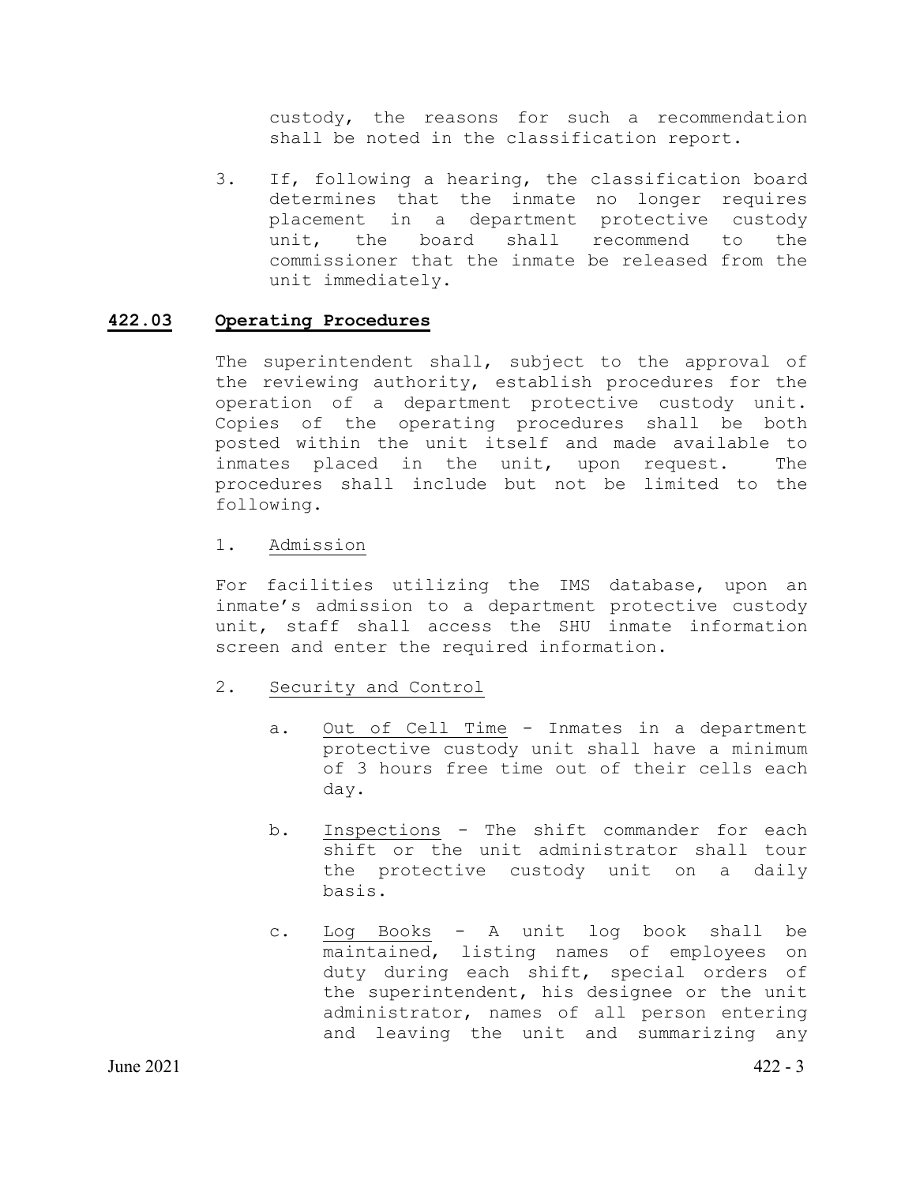custody, the reasons for such a recommendation shall be noted in the classification report.

3. If, following a hearing, the classification board determines that the inmate no longer requires placement in a department protective custody unit, the board shall recommend to the commissioner that the inmate be released from the unit immediately.

## **422.03 Operating Procedures**

The superintendent shall, subject to the approval of the reviewing authority, establish procedures for the operation of a department protective custody unit. Copies of the operating procedures shall be both posted within the unit itself and made available to inmates placed in the unit, upon request. The procedures shall include but not be limited to the following.

1. Admission

For facilities utilizing the IMS database, upon an inmate's admission to a department protective custody unit, staff shall access the SHU inmate information screen and enter the required information.

2. Security and Control

   a. Out of Cell Time - Inmates in a department protective custody unit shall have a minimum of 3 hours free time out of their cells each day.

   b. Inspections - The shift commander for each shift or the unit administrator shall tour the protective custody unit on a daily basis.

   c. Log Books - A unit log book shall be maintained, listing names of employees on duty during each shift, special orders of the superintendent, his designee or the unit administrator, names of all person entering and leaving the unit and summarizing any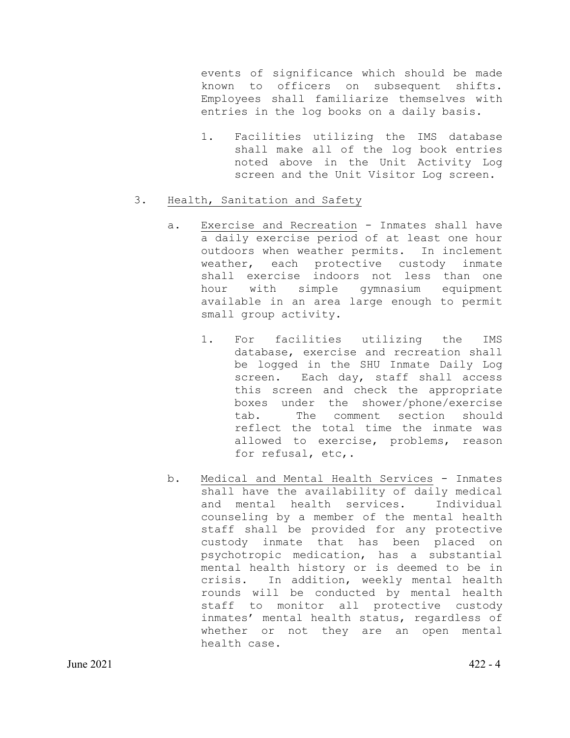events of significance which should be made known to officers on subsequent shifts. Employees shall familiarize themselves with entries in the log books on a daily basis.

1. Facilities utilizing the IMS database shall make all of the log book entries noted above in the Unit Activity Log screen and the Unit Visitor Log screen.

3. <u>Health, Sanitation and Safety</u>

   a. <u>Exercise and Recreation</u> - Inmates shall have a daily exercise period of at least one hour outdoors when weather permits. In inclement weather, each protective custody inmate shall exercise indoors not less than one hour with simple gymnasium equipment available in an area large enough to permit small group activity.

      1. For facilities utilizing the IMS database, exercise and recreation shall be logged in the SHU Inmate Daily Log screen. Each day, staff shall access this screen and check the appropriate boxes under the shower/phone/exercise tab. The comment section should reflect the total time the inmate was allowed to exercise, problems, reason for refusal, etc,.

   b. <u>Medical and Mental Health Services</u> - Inmates shall have the availability of daily medical and mental health services. Individual counseling by a member of the mental health staff shall be provided for any protective custody inmate that has been placed on psychotropic medication, has a substantial mental health history or is deemed to be in crisis. In addition, weekly mental health rounds will be conducted by mental health staff to monitor all protective custody inmates' mental health status, regardless of whether or not they are an open mental health case.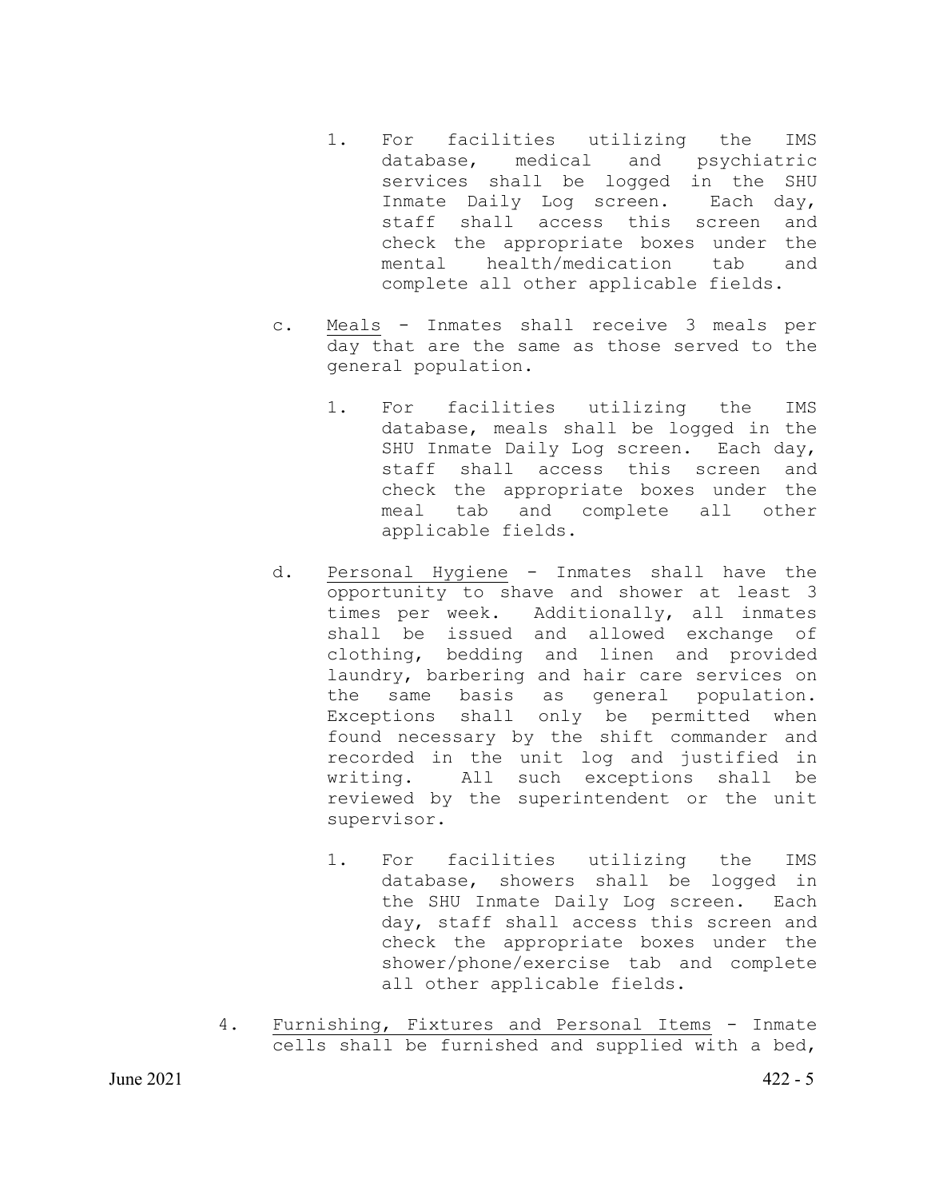1. For facilities utilizing the IMS database, medical and psychiatric services shall be logged in the SHU Inmate Daily Log screen. Each day, staff shall access this screen and check the appropriate boxes under the mental health/medication tab and complete all other applicable fields.

c. <u>Meals</u> - Inmates shall receive 3 meals per day that are the same as those served to the general population.

   1. For facilities utilizing the IMS database, meals shall be logged in the SHU Inmate Daily Log screen. Each day, staff shall access this screen and check the appropriate boxes under the meal tab and complete all other applicable fields.

d. <u>Personal Hygiene</u> - Inmates shall have the opportunity to shave and shower at least 3 times per week. Additionally, all inmates shall be issued and allowed exchange of clothing, bedding and linen and provided laundry, barbering and hair care services on the same basis as general population. Exceptions shall only be permitted when found necessary by the shift commander and recorded in the unit log and justified in writing. All such exceptions shall be reviewed by the superintendent or the unit supervisor.

   1. For facilities utilizing the IMS database, showers shall be logged in the SHU Inmate Daily Log screen. Each day, staff shall access this screen and check the appropriate boxes under the shower/phone/exercise tab and complete all other applicable fields.

4. <u>Furnishing, Fixtures and Personal Items</u> - Inmate cells shall be furnished and supplied with a bed,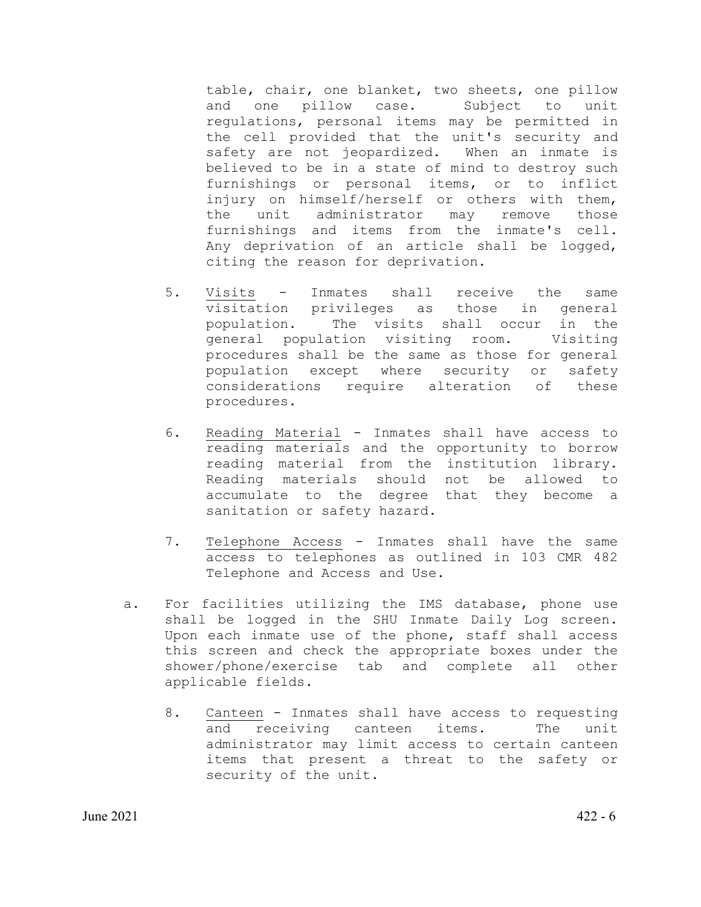table, chair, one blanket, two sheets, one pillow and one pillow case. Subject to unit regulations, personal items may be permitted in the cell provided that the unit's security and safety are not jeopardized. When an inmate is believed to be in a state of mind to destroy such furnishings or personal items, or to inflict injury on himself/herself or others with them, the unit administrator may remove those furnishings and items from the inmate's cell. Any deprivation of an article shall be logged, citing the reason for deprivation.

5. <u>Visits</u> - Inmates shall receive the same visitation privileges as those in general population. The visits shall occur in the general population visiting room. Visiting procedures shall be the same as those for general population except where security or safety considerations require alteration of these procedures.

6. <u>Reading Material</u> - Inmates shall have access to reading materials and the opportunity to borrow reading material from the institution library. Reading materials should not be allowed to accumulate to the degree that they become a sanitation or safety hazard.

7. <u>Telephone Access</u> - Inmates shall have the same access to telephones as outlined in 103 CMR 482 Telephone and Access and Use.

a. For facilities utilizing the IMS database, phone use shall be logged in the SHU Inmate Daily Log screen. Upon each inmate use of the phone, staff shall access this screen and check the appropriate boxes under the shower/phone/exercise tab and complete all other applicable fields.

8. <u>Canteen</u> - Inmates shall have access to requesting and receiving canteen items. The unit administrator may limit access to certain canteen items that present a threat to the safety or security of the unit.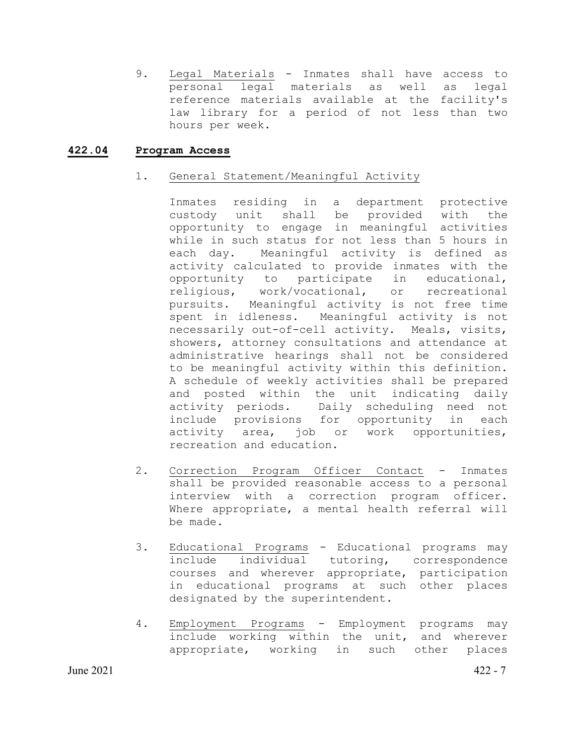9. Legal Materials - Inmates shall have access to personal legal materials as well as legal reference materials available at the facility's law library for a period of not less than two hours per week.

## 422.04 Program Access

1. General Statement/Meaningful Activity

   Inmates residing in a department protective custody unit shall be provided with the opportunity to engage in meaningful activities while in such status for not less than 5 hours in each day. Meaningful activity is defined as activity calculated to provide inmates with the opportunity to participate in educational, religious, work/vocational, or recreational pursuits. Meaningful activity is not free time spent in idleness. Meaningful activity is not necessarily out-of-cell activity. Meals, visits, showers, attorney consultations and attendance at administrative hearings shall not be considered to be meaningful activity within this definition. A schedule of weekly activities shall be prepared and posted within the unit indicating daily activity periods. Daily scheduling need not include provisions for opportunity in each activity area, job or work opportunities, recreation and education.

2. Correction Program Officer Contact - Inmates shall be provided reasonable access to a personal interview with a correction program officer. Where appropriate, a mental health referral will be made.

3. Educational Programs - Educational programs may include individual tutoring, correspondence courses and wherever appropriate, participation in educational programs at such other places designated by the superintendent.

4. Employment Programs - Employment programs may include working within the unit, and wherever appropriate, working in such other places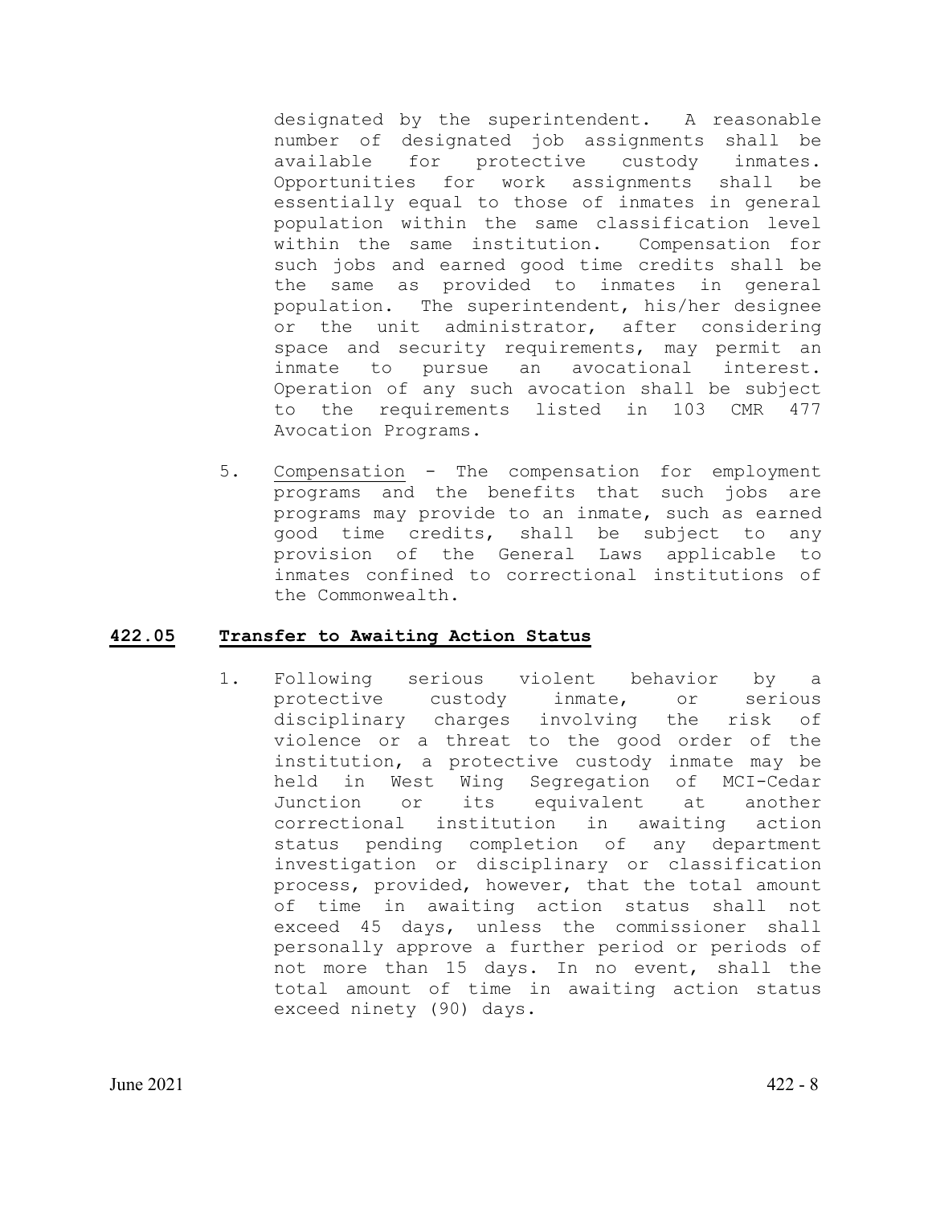designated by the superintendent. A reasonable number of designated job assignments shall be available for protective custody inmates. Opportunities for work assignments shall be essentially equal to those of inmates in general population within the same classification level within the same institution. Compensation for such jobs and earned good time credits shall be the same as provided to inmates in general population. The superintendent, his/her designee or the unit administrator, after considering space and security requirements, may permit an inmate to pursue an avocational interest. Operation of any such avocation shall be subject to the requirements listed in 103 CMR 477 Avocation Programs.

5. <u>Compensation</u> - The compensation for employment programs and the benefits that such jobs are programs may provide to an inmate, such as earned good time credits, shall be subject to any provision of the General Laws applicable to inmates confined to correctional institutions of the Commonwealth.

## **422.05 Transfer to Awaiting Action Status**

1. Following serious violent behavior by a protective custody inmate, or serious disciplinary charges involving the risk of violence or a threat to the good order of the institution, a protective custody inmate may be held in West Wing Segregation of MCI-Cedar Junction or its equivalent at another correctional institution in awaiting action status pending completion of any department investigation or disciplinary or classification process, provided, however, that the total amount of time in awaiting action status shall not exceed 45 days, unless the commissioner shall personally approve a further period or periods of not more than 15 days. In no event, shall the total amount of time in awaiting action status exceed ninety (90) days.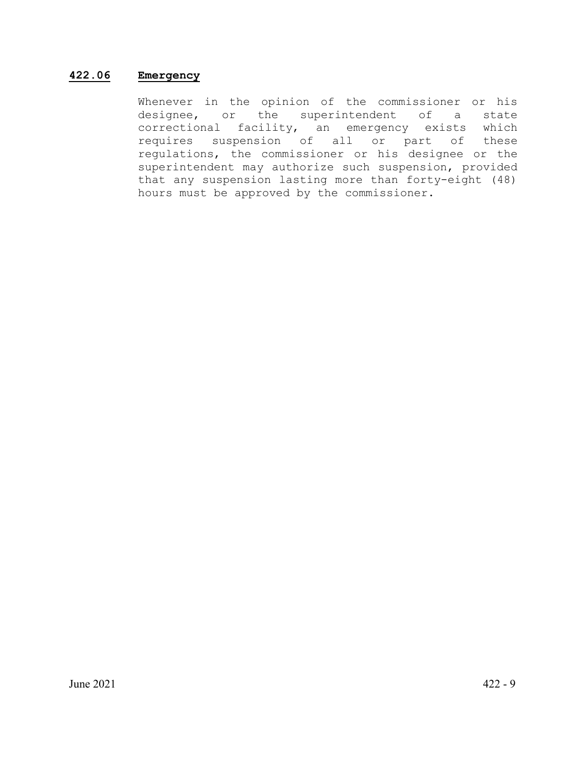## **422.06 Emergency**

Whenever in the opinion of the commissioner or his designee, or the superintendent of a state correctional facility, an emergency exists which requires suspension of all or part of these regulations, the commissioner or his designee or the superintendent may authorize such suspension, provided that any suspension lasting more than forty-eight (48) hours must be approved by the commissioner.